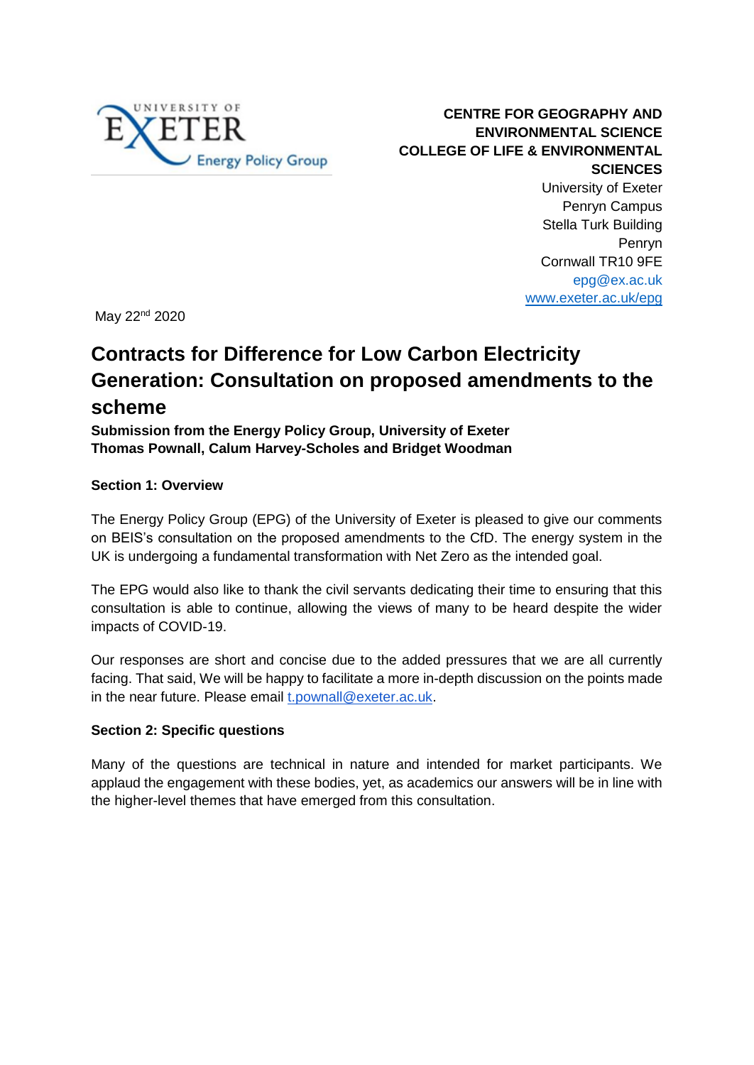UNIVERSITY OF EXETER
Energy Policy Group

**CENTRE FOR GEOGRAPHY AND ENVIRONMENTAL SCIENCE**
**COLLEGE OF LIFE & ENVIRONMENTAL SCIENCES**
University of Exeter
Penryn Campus
Stella Turk Building
Penryn
Cornwall TR10 9FE
epg@ex.ac.uk
www.exeter.ac.uk/epg

May 22nd 2020

# Contracts for Difference for Low Carbon Electricity Generation: Consultation on proposed amendments to the scheme

**Submission from the Energy Policy Group, University of Exeter**
**Thomas Pownall, Calum Harvey-Scholes and Bridget Woodman**

### Section 1: Overview

The Energy Policy Group (EPG) of the University of Exeter is pleased to give our comments on BEIS's consultation on the proposed amendments to the CfD. The energy system in the UK is undergoing a fundamental transformation with Net Zero as the intended goal.

The EPG would also like to thank the civil servants dedicating their time to ensuring that this consultation is able to continue, allowing the views of many to be heard despite the wider impacts of COVID-19.

Our responses are short and concise due to the added pressures that we are all currently facing. That said, We will be happy to facilitate a more in-depth discussion on the points made in the near future. Please email t.pownall@exeter.ac.uk.

### Section 2: Specific questions

Many of the questions are technical in nature and intended for market participants. We applaud the engagement with these bodies, yet, as academics our answers will be in line with the higher-level themes that have emerged from this consultation.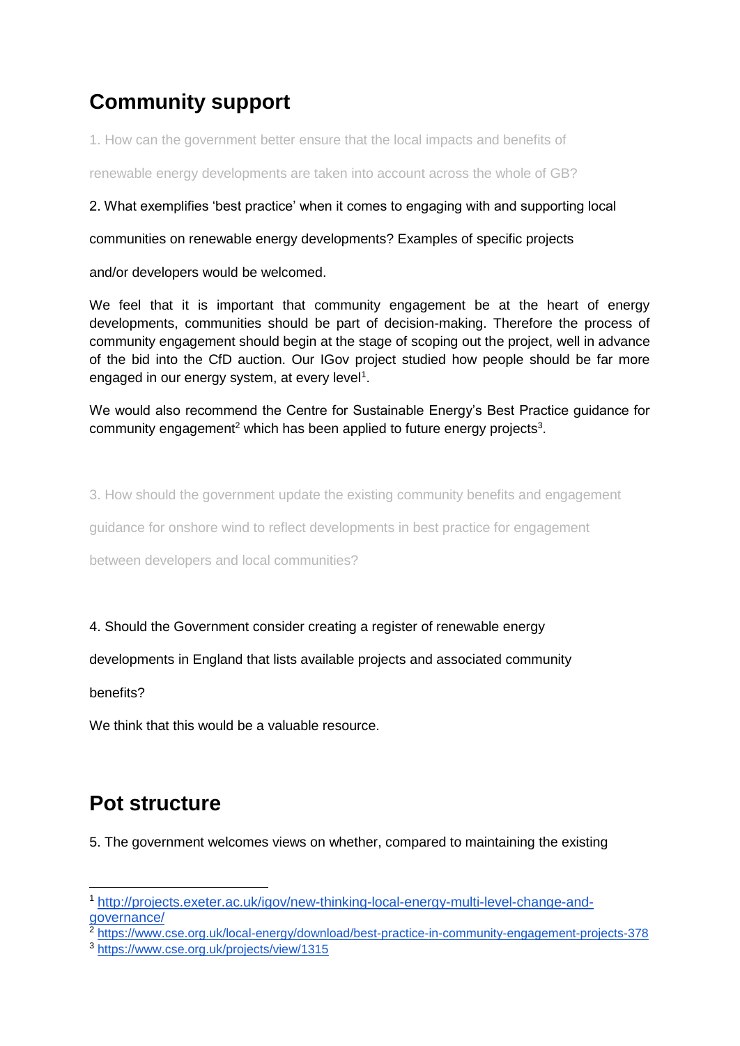## Community support

1. How can the government better ensure that the local impacts and benefits of renewable energy developments are taken into account across the whole of GB?

2. What exemplifies 'best practice' when it comes to engaging with and supporting local communities on renewable energy developments? Examples of specific projects and/or developers would be welcomed.

We feel that it is important that community engagement be at the heart of energy developments, communities should be part of decision-making. Therefore the process of community engagement should begin at the stage of scoping out the project, well in advance of the bid into the CfD auction. Our IGov project studied how people should be far more engaged in our energy system, at every level[1].

We would also recommend the Centre for Sustainable Energy's Best Practice guidance for community engagement[2] which has been applied to future energy projects[3].

3. How should the government update the existing community benefits and engagement guidance for onshore wind to reflect developments in best practice for engagement between developers and local communities?

4. Should the Government consider creating a register of renewable energy developments in England that lists available projects and associated community benefits?

We think that this would be a valuable resource.

## Pot structure

5. The government welcomes views on whether, compared to maintaining the existing

---

[1] http://projects.exeter.ac.uk/igov/new-thinking-local-energy-multi-level-change-and-governance/

[2] https://www.cse.org.uk/local-energy/download/best-practice-in-community-engagement-projects-378

[3] https://www.cse.org.uk/projects/view/1315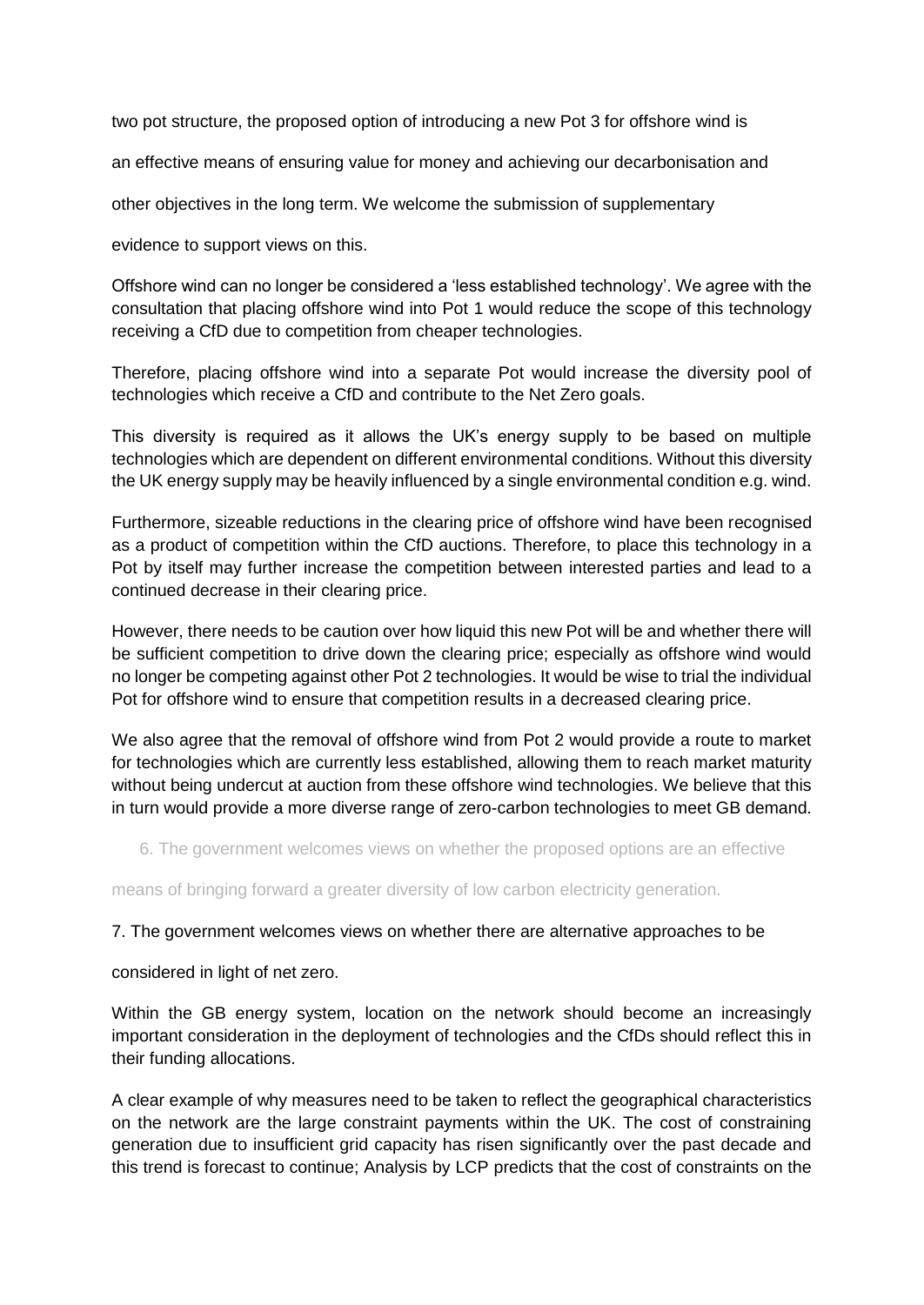two pot structure, the proposed option of introducing a new Pot 3 for offshore wind is an effective means of ensuring value for money and achieving our decarbonisation and other objectives in the long term. We welcome the submission of supplementary evidence to support views on this.

Offshore wind can no longer be considered a 'less established technology'. We agree with the consultation that placing offshore wind into Pot 1 would reduce the scope of this technology receiving a CfD due to competition from cheaper technologies.

Therefore, placing offshore wind into a separate Pot would increase the diversity pool of technologies which receive a CfD and contribute to the Net Zero goals.

This diversity is required as it allows the UK's energy supply to be based on multiple technologies which are dependent on different environmental conditions. Without this diversity the UK energy supply may be heavily influenced by a single environmental condition e.g. wind.

Furthermore, sizeable reductions in the clearing price of offshore wind have been recognised as a product of competition within the CfD auctions. Therefore, to place this technology in a Pot by itself may further increase the competition between interested parties and lead to a continued decrease in their clearing price.

However, there needs to be caution over how liquid this new Pot will be and whether there will be sufficient competition to drive down the clearing price; especially as offshore wind would no longer be competing against other Pot 2 technologies. It would be wise to trial the individual Pot for offshore wind to ensure that competition results in a decreased clearing price.

We also agree that the removal of offshore wind from Pot 2 would provide a route to market for technologies which are currently less established, allowing them to reach market maturity without being undercut at auction from these offshore wind technologies. We believe that this in turn would provide a more diverse range of zero-carbon technologies to meet GB demand.

6. The government welcomes views on whether the proposed options are an effective means of bringing forward a greater diversity of low carbon electricity generation.

7. The government welcomes views on whether there are alternative approaches to be considered in light of net zero.

Within the GB energy system, location on the network should become an increasingly important consideration in the deployment of technologies and the CfDs should reflect this in their funding allocations.

A clear example of why measures need to be taken to reflect the geographical characteristics on the network are the large constraint payments within the UK. The cost of constraining generation due to insufficient grid capacity has risen significantly over the past decade and this trend is forecast to continue; Analysis by LCP predicts that the cost of constraints on the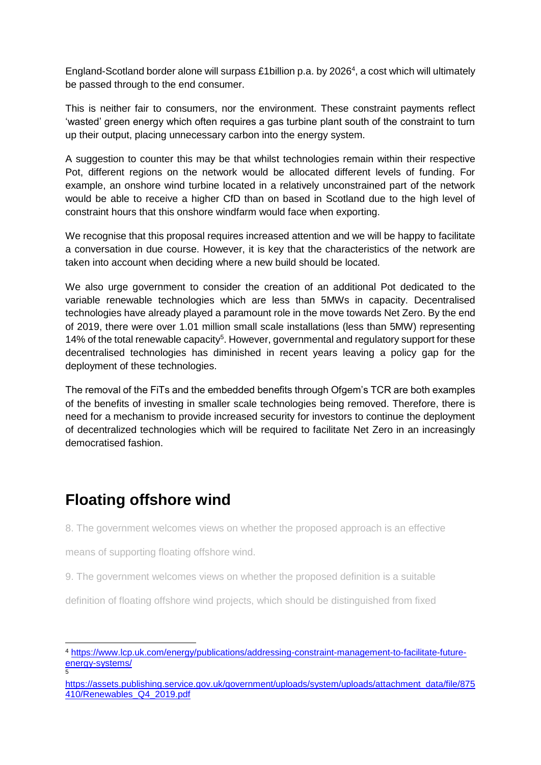England-Scotland border alone will surpass £1billion p.a. by 2026[4], a cost which will ultimately be passed through to the end consumer.

This is neither fair to consumers, nor the environment. These constraint payments reflect 'wasted' green energy which often requires a gas turbine plant south of the constraint to turn up their output, placing unnecessary carbon into the energy system.

A suggestion to counter this may be that whilst technologies remain within their respective Pot, different regions on the network would be allocated different levels of funding. For example, an onshore wind turbine located in a relatively unconstrained part of the network would be able to receive a higher CfD than on based in Scotland due to the high level of constraint hours that this onshore windfarm would face when exporting.

We recognise that this proposal requires increased attention and we will be happy to facilitate a conversation in due course. However, it is key that the characteristics of the network are taken into account when deciding where a new build should be located.

We also urge government to consider the creation of an additional Pot dedicated to the variable renewable technologies which are less than 5MWs in capacity. Decentralised technologies have already played a paramount role in the move towards Net Zero. By the end of 2019, there were over 1.01 million small scale installations (less than 5MW) representing 14% of the total renewable capacity[5]. However, governmental and regulatory support for these decentralised technologies has diminished in recent years leaving a policy gap for the deployment of these technologies.

The removal of the FiTs and the embedded benefits through Ofgem's TCR are both examples of the benefits of investing in smaller scale technologies being removed. Therefore, there is need for a mechanism to provide increased security for investors to continue the deployment of decentralized technologies which will be required to facilitate Net Zero in an increasingly democratised fashion.

## Floating offshore wind

8. The government welcomes views on whether the proposed approach is an effective means of supporting floating offshore wind.

9. The government welcomes views on whether the proposed definition is a suitable definition of floating offshore wind projects, which should be distinguished from fixed

---

[4] https://www.lcp.uk.com/energy/publications/addressing-constraint-management-to-facilitate-future-energy-systems/

[5] https://assets.publishing.service.gov.uk/government/uploads/system/uploads/attachment_data/file/875410/Renewables_Q4_2019.pdf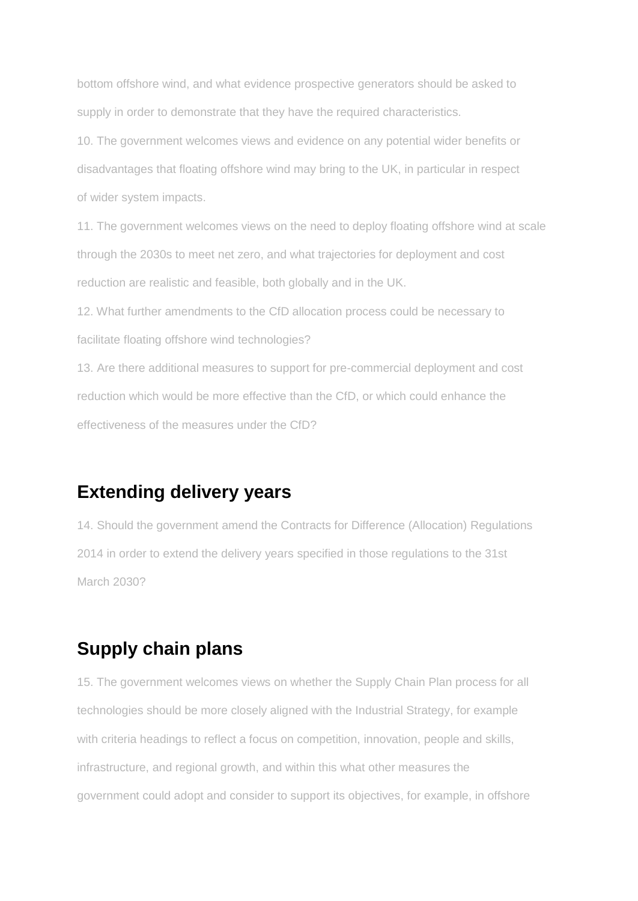bottom offshore wind, and what evidence prospective generators should be asked to supply in order to demonstrate that they have the required characteristics.

10. The government welcomes views and evidence on any potential wider benefits or disadvantages that floating offshore wind may bring to the UK, in particular in respect of wider system impacts.

11. The government welcomes views on the need to deploy floating offshore wind at scale through the 2030s to meet net zero, and what trajectories for deployment and cost reduction are realistic and feasible, both globally and in the UK.

12. What further amendments to the CfD allocation process could be necessary to facilitate floating offshore wind technologies?

13. Are there additional measures to support for pre-commercial deployment and cost reduction which would be more effective than the CfD, or which could enhance the effectiveness of the measures under the CfD?

## Extending delivery years

14. Should the government amend the Contracts for Difference (Allocation) Regulations 2014 in order to extend the delivery years specified in those regulations to the 31st March 2030?

## Supply chain plans

15. The government welcomes views on whether the Supply Chain Plan process for all technologies should be more closely aligned with the Industrial Strategy, for example with criteria headings to reflect a focus on competition, innovation, people and skills, infrastructure, and regional growth, and within this what other measures the government could adopt and consider to support its objectives, for example, in offshore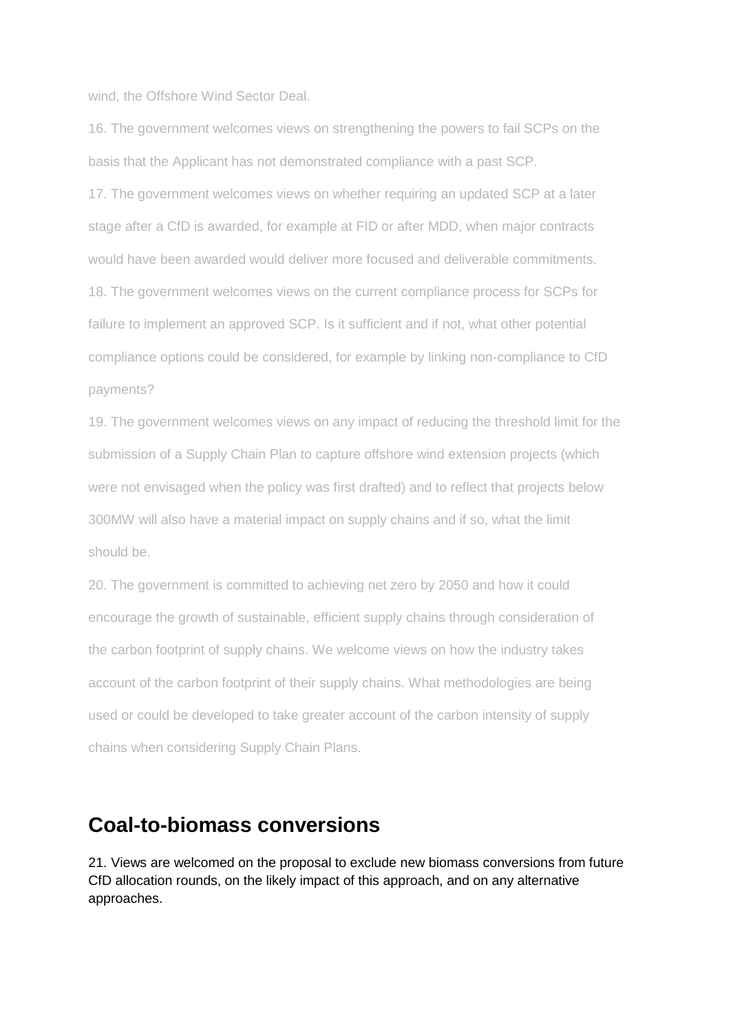wind, the Offshore Wind Sector Deal.

16. The government welcomes views on strengthening the powers to fail SCPs on the basis that the Applicant has not demonstrated compliance with a past SCP.

17. The government welcomes views on whether requiring an updated SCP at a later stage after a CfD is awarded, for example at FID or after MDD, when major contracts would have been awarded would deliver more focused and deliverable commitments.

18. The government welcomes views on the current compliance process for SCPs for failure to implement an approved SCP. Is it sufficient and if not, what other potential compliance options could be considered, for example by linking non-compliance to CfD payments?

19. The government welcomes views on any impact of reducing the threshold limit for the submission of a Supply Chain Plan to capture offshore wind extension projects (which were not envisaged when the policy was first drafted) and to reflect that projects below 300MW will also have a material impact on supply chains and if so, what the limit should be.

20. The government is committed to achieving net zero by 2050 and how it could encourage the growth of sustainable, efficient supply chains through consideration of the carbon footprint of supply chains. We welcome views on how the industry takes account of the carbon footprint of their supply chains. What methodologies are being used or could be developed to take greater account of the carbon intensity of supply chains when considering Supply Chain Plans.

## Coal-to-biomass conversions

21. Views are welcomed on the proposal to exclude new biomass conversions from future CfD allocation rounds, on the likely impact of this approach, and on any alternative approaches.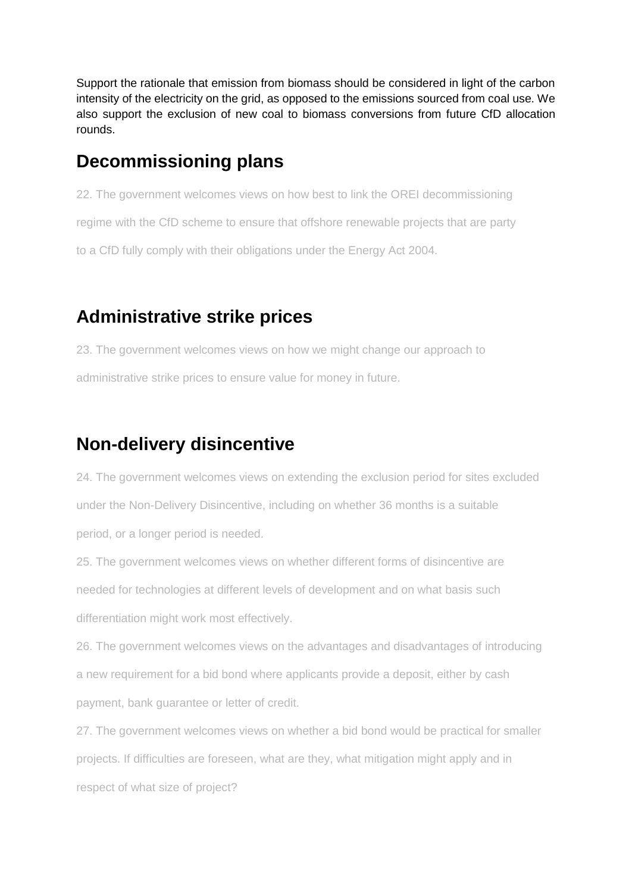Support the rationale that emission from biomass should be considered in light of the carbon intensity of the electricity on the grid, as opposed to the emissions sourced from coal use. We also support the exclusion of new coal to biomass conversions from future CfD allocation rounds.

## Decommissioning plans

22. The government welcomes views on how best to link the OREI decommissioning regime with the CfD scheme to ensure that offshore renewable projects that are party to a CfD fully comply with their obligations under the Energy Act 2004.

## Administrative strike prices

23. The government welcomes views on how we might change our approach to administrative strike prices to ensure value for money in future.

## Non-delivery disincentive

24. The government welcomes views on extending the exclusion period for sites excluded under the Non-Delivery Disincentive, including on whether 36 months is a suitable period, or a longer period is needed.

25. The government welcomes views on whether different forms of disincentive are needed for technologies at different levels of development and on what basis such differentiation might work most effectively.

26. The government welcomes views on the advantages and disadvantages of introducing a new requirement for a bid bond where applicants provide a deposit, either by cash payment, bank guarantee or letter of credit.

27. The government welcomes views on whether a bid bond would be practical for smaller projects. If difficulties are foreseen, what are they, what mitigation might apply and in respect of what size of project?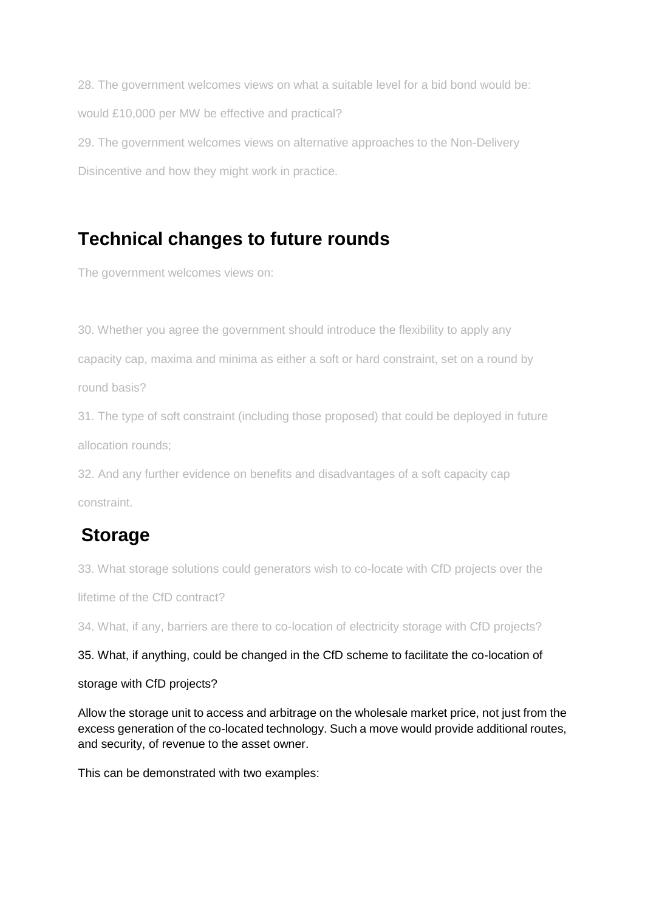28. The government welcomes views on what a suitable level for a bid bond would be: would £10,000 per MW be effective and practical?

29. The government welcomes views on alternative approaches to the Non-Delivery Disincentive and how they might work in practice.

## Technical changes to future rounds

The government welcomes views on:

30. Whether you agree the government should introduce the flexibility to apply any capacity cap, maxima and minima as either a soft or hard constraint, set on a round by round basis?

31. The type of soft constraint (including those proposed) that could be deployed in future allocation rounds;

32. And any further evidence on benefits and disadvantages of a soft capacity cap constraint.

## Storage

33. What storage solutions could generators wish to co-locate with CfD projects over the lifetime of the CfD contract?

34. What, if any, barriers are there to co-location of electricity storage with CfD projects?

35. What, if anything, could be changed in the CfD scheme to facilitate the co-location of storage with CfD projects?

Allow the storage unit to access and arbitrage on the wholesale market price, not just from the excess generation of the co-located technology. Such a move would provide additional routes, and security, of revenue to the asset owner.

This can be demonstrated with two examples: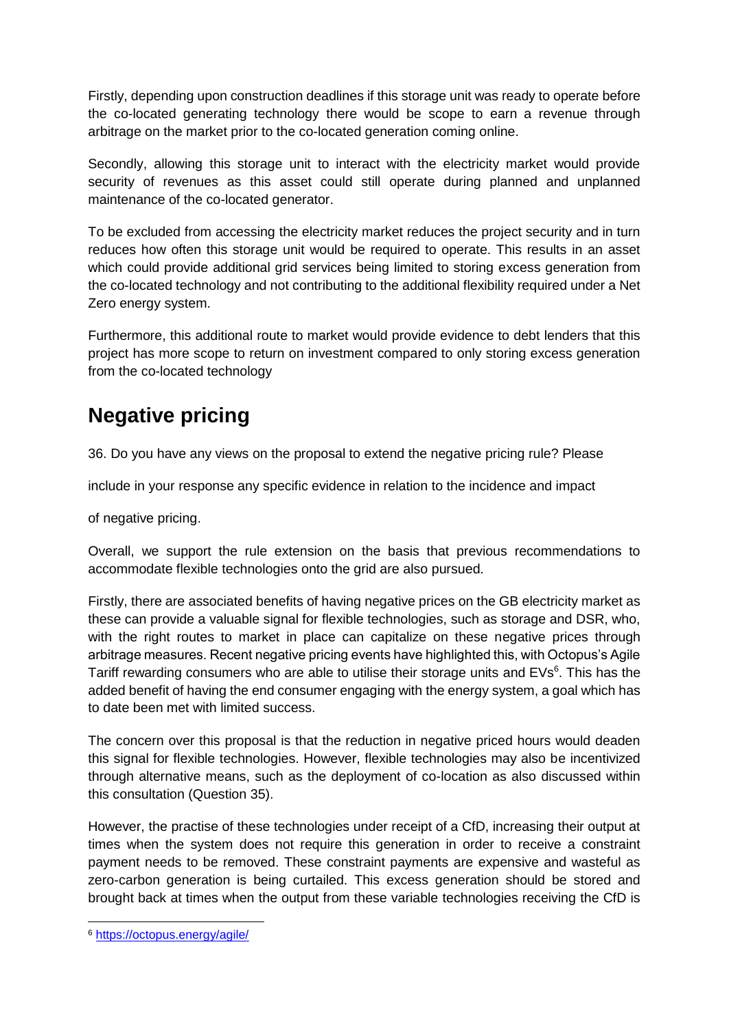Firstly, depending upon construction deadlines if this storage unit was ready to operate before the co-located generating technology there would be scope to earn a revenue through arbitrage on the market prior to the co-located generation coming online.

Secondly, allowing this storage unit to interact with the electricity market would provide security of revenues as this asset could still operate during planned and unplanned maintenance of the co-located generator.

To be excluded from accessing the electricity market reduces the project security and in turn reduces how often this storage unit would be required to operate. This results in an asset which could provide additional grid services being limited to storing excess generation from the co-located technology and not contributing to the additional flexibility required under a Net Zero energy system.

Furthermore, this additional route to market would provide evidence to debt lenders that this project has more scope to return on investment compared to only storing excess generation from the co-located technology

## Negative pricing

36. Do you have any views on the proposal to extend the negative pricing rule? Please

include in your response any specific evidence in relation to the incidence and impact

of negative pricing.

Overall, we support the rule extension on the basis that previous recommendations to accommodate flexible technologies onto the grid are also pursued.

Firstly, there are associated benefits of having negative prices on the GB electricity market as these can provide a valuable signal for flexible technologies, such as storage and DSR, who, with the right routes to market in place can capitalize on these negative prices through arbitrage measures. Recent negative pricing events have highlighted this, with Octopus's Agile Tariff rewarding consumers who are able to utilise their storage units and EVs[6]. This has the added benefit of having the end consumer engaging with the energy system, a goal which has to date been met with limited success.

The concern over this proposal is that the reduction in negative priced hours would deaden this signal for flexible technologies. However, flexible technologies may also be incentivized through alternative means, such as the deployment of co-location as also discussed within this consultation (Question 35).

However, the practise of these technologies under receipt of a CfD, increasing their output at times when the system does not require this generation in order to receive a constraint payment needs to be removed. These constraint payments are expensive and wasteful as zero-carbon generation is being curtailed. This excess generation should be stored and brought back at times when the output from these variable technologies receiving the CfD is

[6] https://octopus.energy/agile/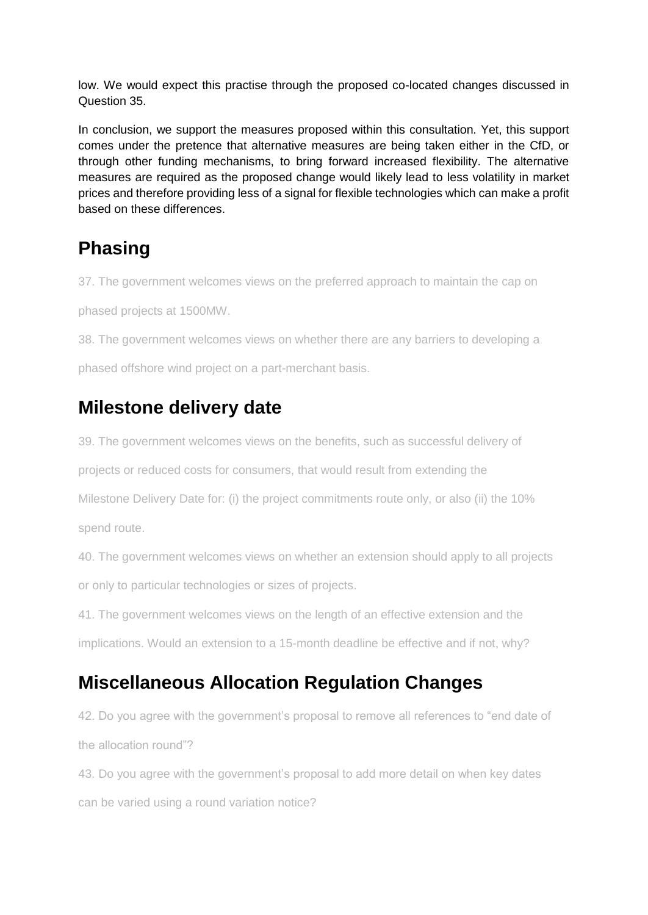low. We would expect this practise through the proposed co-located changes discussed in Question 35.

In conclusion, we support the measures proposed within this consultation. Yet, this support comes under the pretence that alternative measures are being taken either in the CfD, or through other funding mechanisms, to bring forward increased flexibility. The alternative measures are required as the proposed change would likely lead to less volatility in market prices and therefore providing less of a signal for flexible technologies which can make a profit based on these differences.

## Phasing

37. The government welcomes views on the preferred approach to maintain the cap on phased projects at 1500MW.

38. The government welcomes views on whether there are any barriers to developing a phased offshore wind project on a part-merchant basis.

## Milestone delivery date

39. The government welcomes views on the benefits, such as successful delivery of projects or reduced costs for consumers, that would result from extending the Milestone Delivery Date for: (i) the project commitments route only, or also (ii) the 10% spend route.

40. The government welcomes views on whether an extension should apply to all projects or only to particular technologies or sizes of projects.

41. The government welcomes views on the length of an effective extension and the implications. Would an extension to a 15-month deadline be effective and if not, why?

## Miscellaneous Allocation Regulation Changes

42. Do you agree with the government's proposal to remove all references to "end date of the allocation round"?

43. Do you agree with the government's proposal to add more detail on when key dates can be varied using a round variation notice?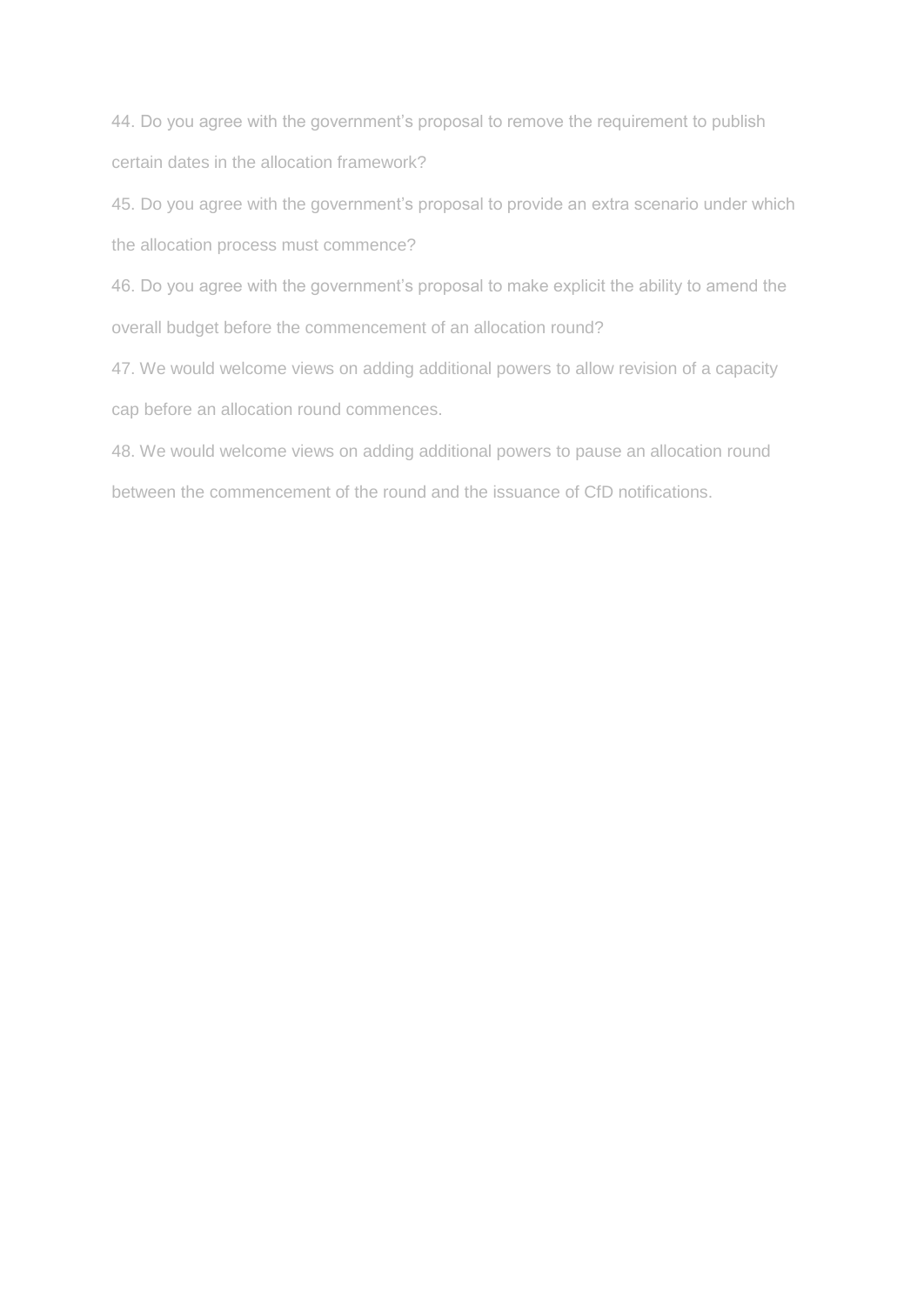44. Do you agree with the government's proposal to remove the requirement to publish certain dates in the allocation framework?

45. Do you agree with the government's proposal to provide an extra scenario under which the allocation process must commence?

46. Do you agree with the government's proposal to make explicit the ability to amend the overall budget before the commencement of an allocation round?

47. We would welcome views on adding additional powers to allow revision of a capacity cap before an allocation round commences.

48. We would welcome views on adding additional powers to pause an allocation round between the commencement of the round and the issuance of CfD notifications.